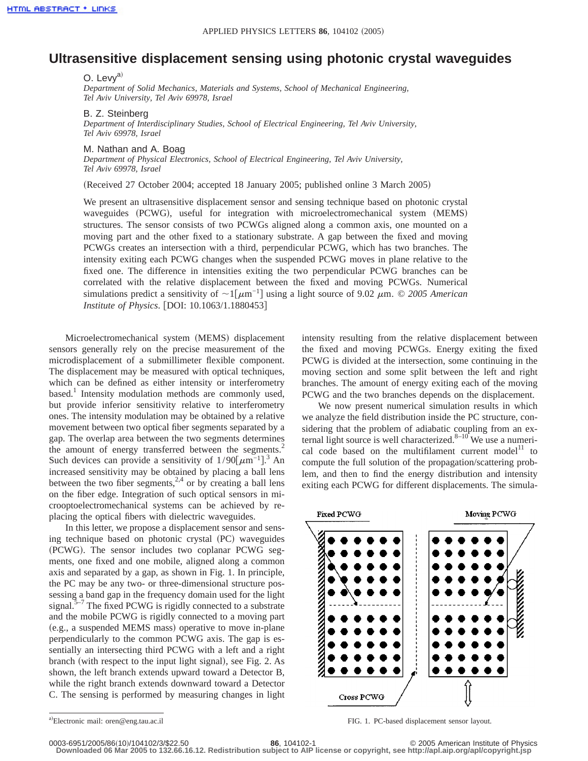# Ultrasensitive displacement sensing using photonic crystal waveguides

O. Levy[a]
*Department of Solid Mechanics, Materials and Systems, School of Mechanical Engineering, Tel Aviv University, Tel Aviv 69978, Israel*

B. Z. Steinberg
*Department of Interdisciplinary Studies, School of Electrical Engineering, Tel Aviv University, Tel Aviv 69978, Israel*

M. Nathan and A. Boag
*Department of Physical Electronics, School of Electrical Engineering, Tel Aviv University, Tel Aviv 69978, Israel*

(Received 27 October 2004; accepted 18 January 2005; published online 3 March 2005)

We present an ultrasensitive displacement sensor and sensing technique based on photonic crystal waveguides (PCWG), useful for integration with microelectromechanical system (MEMS) structures. The sensor consists of two PCWGs aligned along a common axis, one mounted on a moving part and the other fixed to a stationary substrate. A gap between the fixed and moving PCWGs creates an intersection with a third, perpendicular PCWG, which has two branches. The intensity exiting each PCWG changes when the suspended PCWG moves in plane relative to the fixed one. The difference in intensities exiting the two perpendicular PCWG branches can be correlated with the relative displacement between the fixed and moving PCWGs. Numerical simulations predict a sensitivity of $\sim 1[\mu\text{m}^{-1}]$ using a light source of 9.02 $\mu$m. © *2005 American Institute of Physics.* [DOI: 10.1063/1.1880453]

Microelectromechanical system (MEMS) displacement sensors generally rely on the precise measurement of the microdisplacement of a submillimeter flexible component. The displacement may be measured with optical techniques, which can be defined as either intensity or interferometry based.[1] Intensity modulation methods are commonly used, but provide inferior sensitivity relative to interferometry ones. The intensity modulation may be obtained by a relative movement between two optical fiber segments separated by a gap. The overlap area between the two segments determines the amount of energy transferred between the segments.[2] Such devices can provide a sensitivity of $1/90[\mu\text{m}^{-1}]$.[3] An increased sensitivity may be obtained by placing a ball lens between the two fiber segments,[2,4] or by creating a ball lens on the fiber edge. Integration of such optical sensors in microoptoelectromechanical systems can be achieved by replacing the optical fibers with dielectric waveguides.

In this letter, we propose a displacement sensor and sensing technique based on photonic crystal (PC) waveguides (PCWG). The sensor includes two coplanar PCWG segments, one fixed and one mobile, aligned along a common axis and separated by a gap, as shown in Fig. 1. In principle, the PC may be any two- or three-dimensional structure possessing a band gap in the frequency domain used for the light signal.[5–7] The fixed PCWG is rigidly connected to a substrate and the mobile PCWG is rigidly connected to a moving part (e.g., a suspended MEMS mass) operative to move in-plane perpendicularly to the common PCWG axis. The gap is essentially an intersecting third PCWG with a left and a right branch (with respect to the input light signal), see Fig. 2. As shown, the left branch extends upward toward a Detector B, while the right branch extends downward toward a Detector C. The sensing is performed by measuring changes in light intensity resulting from the relative displacement between the fixed and moving PCWGs. Energy exiting the fixed PCWG is divided at the intersection, some continuing in the moving section and some split between the left and right branches. The amount of energy exiting each of the moving PCWG and the two branches depends on the displacement.

We now present numerical simulation results in which we analyze the field distribution inside the PC structure, considering that the problem of adiabatic coupling from an external light source is well characterized.[8–10] We use a numerical code based on the multifilament current model[11] to compute the full solution of the propagation/scattering problem, and then to find the energy distribution and intensity exiting each PCWG for different displacements. The simula-

Fixed PCWG — Moving PCWG — Cross PCWG

FIG. 1. PC-based displacement sensor layout.

[a]Electronic mail: oren@eng.tau.ac.il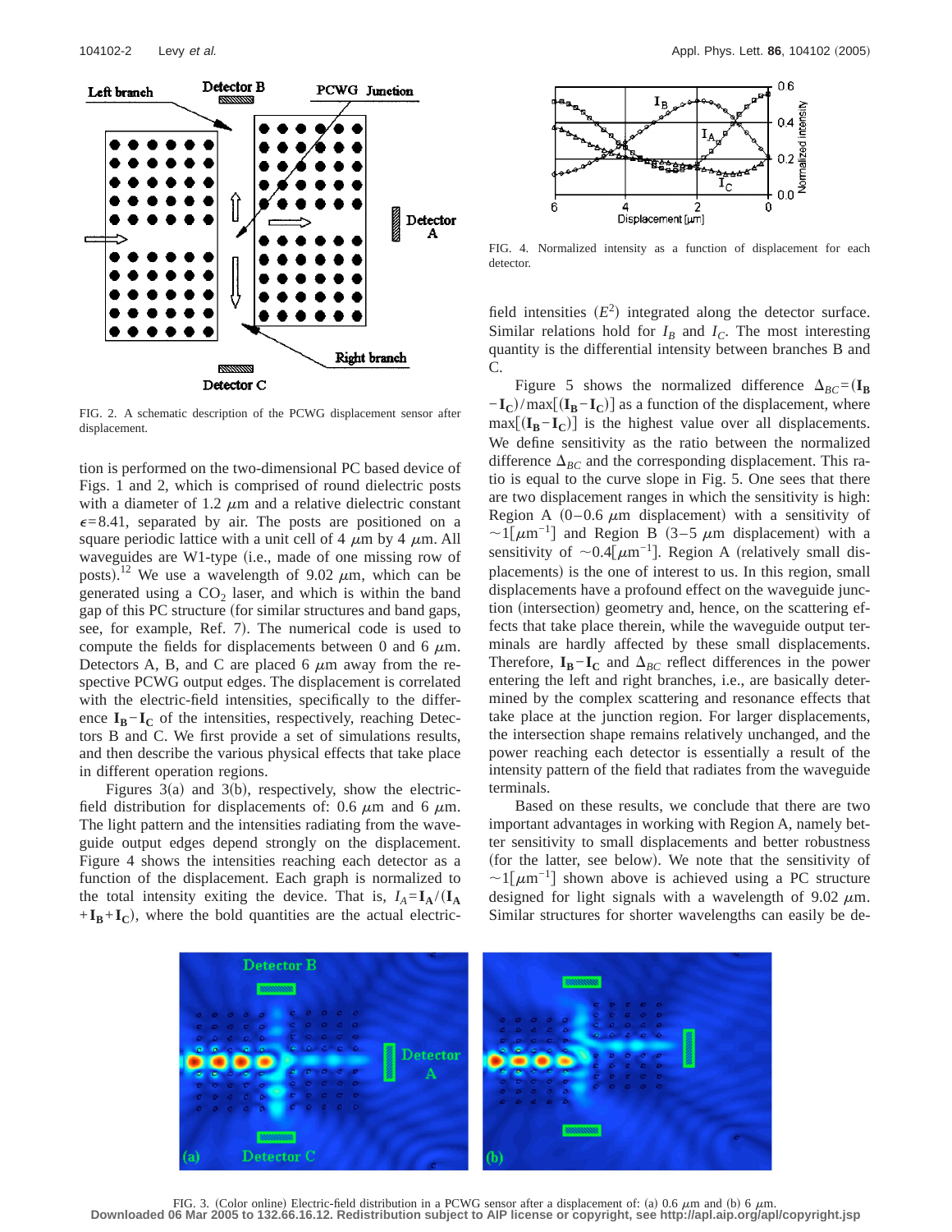FIG. 2. A schematic description of the PCWG displacement sensor after displacement.

tion is performed on the two-dimensional PC based device of Figs. 1 and 2, which is comprised of round dielectric posts with a diameter of 1.2 $\mu$m and a relative dielectric constant $\epsilon$=8.41, separated by air. The posts are positioned on a square periodic lattice with a unit cell of 4 $\mu$m by 4 $\mu$m. All waveguides are W1-type (i.e., made of one missing row of posts).[12] We use a wavelength of 9.02 $\mu$m, which can be generated using a $CO_2$ laser, and which is within the band gap of this PC structure (for similar structures and band gaps, see, for example, Ref. 7). The numerical code is used to compute the fields for displacements between 0 and 6 $\mu$m. Detectors A, B, and C are placed 6 $\mu$m away from the respective PCWG output edges. The displacement is correlated with the electric-field intensities, specifically to the difference $\mathbf{I_B}-\mathbf{I_C}$ of the intensities, respectively, reaching Detectors B and C. We first provide a set of simulations results, and then describe the various physical effects that take place in different operation regions.

Figures 3(a) and 3(b), respectively, show the electric-field distribution for displacements of: 0.6 $\mu$m and 6 $\mu$m. The light pattern and the intensities radiating from the waveguide output edges depend strongly on the displacement. Figure 4 shows the intensities reaching each detector as a function of the displacement. Each graph is normalized to the total intensity exiting the device. That is, $I_A=\mathbf{I_A}/(\mathbf{I_A}+\mathbf{I_B}+\mathbf{I_C})$, where the bold quantities are the actual electric-field intensities ($E^2$) integrated along the detector surface. Similar relations hold for $I_B$ and $I_C$. The most interesting quantity is the differential intensity between branches B and C.

FIG. 4. Normalized intensity as a function of displacement for each detector.

Figure 5 shows the normalized difference $\Delta_{BC}=(\mathbf{I_B}-\mathbf{I_C})/\max[(\mathbf{I_B}-\mathbf{I_C})]$ as a function of the displacement, where $\max[(\mathbf{I_B}-\mathbf{I_C})]$ is the highest value over all displacements. We define sensitivity as the ratio between the normalized difference $\Delta_{BC}$ and the corresponding displacement. This ratio is equal to the curve slope in Fig. 5. One sees that there are two displacement ranges in which the sensitivity is high: Region A (0–0.6 $\mu$m displacement) with a sensitivity of $\sim$1[$\mu$m$^{-1}$] and Region B (3–5 $\mu$m displacement) with a sensitivity of $\sim$0.4[$\mu$m$^{-1}$]. Region A (relatively small displacements) is the one of interest to us. In this region, small displacements have a profound effect on the waveguide junction (intersection) geometry and, hence, on the scattering effects that take place therein, while the waveguide output terminals are hardly affected by these small displacements. Therefore, $\mathbf{I_B}-\mathbf{I_C}$ and $\Delta_{BC}$ reflect differences in the power entering the left and right branches, i.e., are basically determined by the complex scattering and resonance effects that take place at the junction region. For larger displacements, the intersection shape remains relatively unchanged, and the power reaching each detector is essentially a result of the intensity pattern of the field that radiates from the waveguide terminals.

Based on these results, we conclude that there are two important advantages in working with Region A, namely better sensitivity to small displacements and better robustness (for the latter, see below). We note that the sensitivity of $\sim$1[$\mu$m$^{-1}$] shown above is achieved using a PC structure designed for light signals with a wavelength of 9.02 $\mu$m. Similar structures for shorter wavelengths can easily be de-

FIG. 3. (Color online) Electric-field distribution in a PCWG sensor after a displacement of: (a) 0.6 $\mu$m and (b) 6 $\mu$m.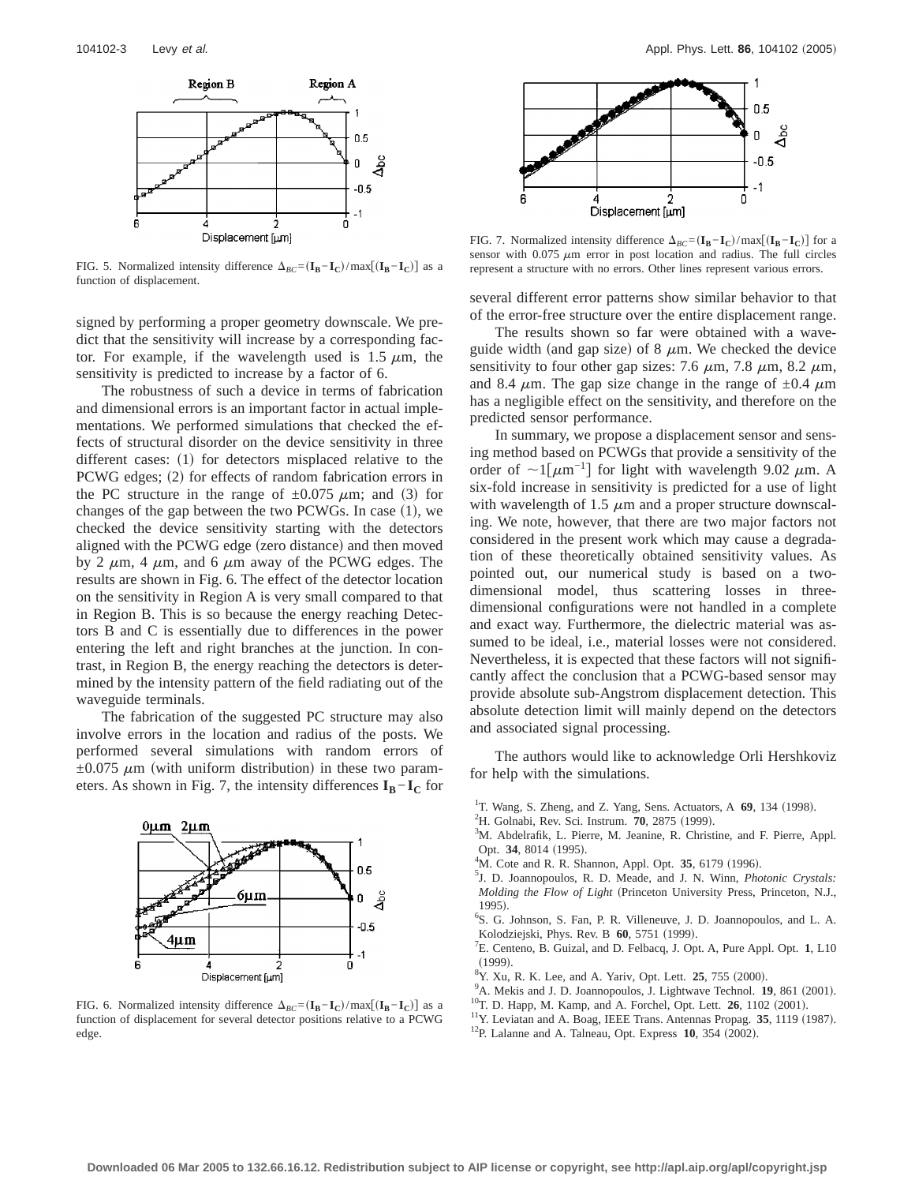Region B

Region A

1

0.5

0

-0.5

-1

$\Delta_{bc}$

6 4 2 0

Displacement [μm]

FIG. 5. Normalized intensity difference $\Delta_{BC}=(\mathbf{I_B}-\mathbf{I_C})/\max[(\mathbf{I_B}-\mathbf{I_C})]$ as a function of displacement.

signed by performing a proper geometry downscale. We predict that the sensitivity will increase by a corresponding factor. For example, if the wavelength used is 1.5 $\mu$m, the sensitivity is predicted to increase by a factor of 6.

The robustness of such a device in terms of fabrication and dimensional errors is an important factor in actual implementations. We performed simulations that checked the effects of structural disorder on the device sensitivity in three different cases: (1) for detectors misplaced relative to the PCWG edges; (2) for effects of random fabrication errors in the PC structure in the range of $\pm 0.075$ $\mu$m; and (3) for changes of the gap between the two PCWGs. In case (1), we checked the device sensitivity starting with the detectors aligned with the PCWG edge (zero distance) and then moved by 2 $\mu$m, 4 $\mu$m, and 6 $\mu$m away of the PCWG edges. The results are shown in Fig. 6. The effect of the detector location on the sensitivity in Region A is very small compared to that in Region B. This is so because the energy reaching Detectors B and C is essentially due to differences in the power entering the left and right branches at the junction. In contrast, in Region B, the energy reaching the detectors is determined by the intensity pattern of the field radiating out of the waveguide terminals.

The fabrication of the suggested PC structure may also involve errors in the location and radius of the posts. We performed several simulations with random errors of $\pm 0.075$ $\mu$m (with uniform distribution) in these two parameters. As shown in Fig. 7, the intensity differences $\mathbf{I_B}-\mathbf{I_C}$ for

0μm 2μm

6μm

4μm

1

0.5

0

-0.5

-1

$\Delta_{bc}$

6 4 2 0

Displacement [μm]

FIG. 6. Normalized intensity difference $\Delta_{BC}=(\mathbf{I_B}-\mathbf{I_C})/\max[(\mathbf{I_B}-\mathbf{I_C})]$ as a function of displacement for several detector positions relative to a PCWG edge.

1

0.5

0

-0.5

-1

$\Delta_{bc}$

6 4 2 0

Displacement [μm]

FIG. 7. Normalized intensity difference $\Delta_{BC}=(\mathbf{I_B}-\mathbf{I_C})/\max[(\mathbf{I_B}-\mathbf{I_C})]$ for a sensor with 0.075 $\mu$m error in post location and radius. The full circles represent a structure with no errors. Other lines represent various errors.

several different error patterns show similar behavior to that of the error-free structure over the entire displacement range.

The results shown so far were obtained with a waveguide width (and gap size) of 8 $\mu$m. We checked the device sensitivity to four other gap sizes: 7.6 $\mu$m, 7.8 $\mu$m, 8.2 $\mu$m, and 8.4 $\mu$m. The gap size change in the range of $\pm 0.4$ $\mu$m has a negligible effect on the sensitivity, and therefore on the predicted sensor performance.

In summary, we propose a displacement sensor and sensing method based on PCWGs that provide a sensitivity of the order of $\sim 1[\mu\text{m}^{-1}]$ for light with wavelength 9.02 $\mu$m. A six-fold increase in sensitivity is predicted for a use of light with wavelength of 1.5 $\mu$m and a proper structure downscaling. We note, however, that there are two major factors not considered in the present work which may cause a degradation of these theoretically obtained sensitivity values. As pointed out, our numerical study is based on a two-dimensional model, thus scattering losses in three-dimensional configurations were not handled in a complete and exact way. Furthermore, the dielectric material was assumed to be ideal, i.e., material losses were not considered. Nevertheless, it is expected that these factors will not significantly affect the conclusion that a PCWG-based sensor may provide absolute sub-Angstrom displacement detection. This absolute detection limit will mainly depend on the detectors and associated signal processing.

The authors would like to acknowledge Orli Hershkoviz for help with the simulations.

[1] T. Wang, S. Zheng, and Z. Yang, Sens. Actuators, A **69**, 134 (1998).
[2] H. Golnabi, Rev. Sci. Instrum. **70**, 2875 (1999).
[3] M. Abdelrafik, L. Pierre, M. Jeanine, R. Christine, and F. Pierre, Appl. Opt. **34**, 8014 (1995).
[4] M. Cote and R. R. Shannon, Appl. Opt. **35**, 6179 (1996).
[5] J. D. Joannopoulos, R. D. Meade, and J. N. Winn, *Photonic Crystals: Molding the Flow of Light* (Princeton University Press, Princeton, N.J., 1995).
[6] S. G. Johnson, S. Fan, P. R. Villeneuve, J. D. Joannopoulos, and L. A. Kolodziejski, Phys. Rev. B **60**, 5751 (1999).
[7] E. Centeno, B. Guizal, and D. Felbacq, J. Opt. A, Pure Appl. Opt. **1**, L10 (1999).
[8] Y. Xu, R. K. Lee, and A. Yariv, Opt. Lett. **25**, 755 (2000).
[9] A. Mekis and J. D. Joannopoulos, J. Lightwave Technol. **19**, 861 (2001).
[10] T. D. Happ, M. Kamp, and A. Forchel, Opt. Lett. **26**, 1102 (2001).
[11] Y. Leviatan and A. Boag, IEEE Trans. Antennas Propag. **35**, 1119 (1987).
[12] P. Lalanne and A. Talneau, Opt. Express **10**, 354 (2002).